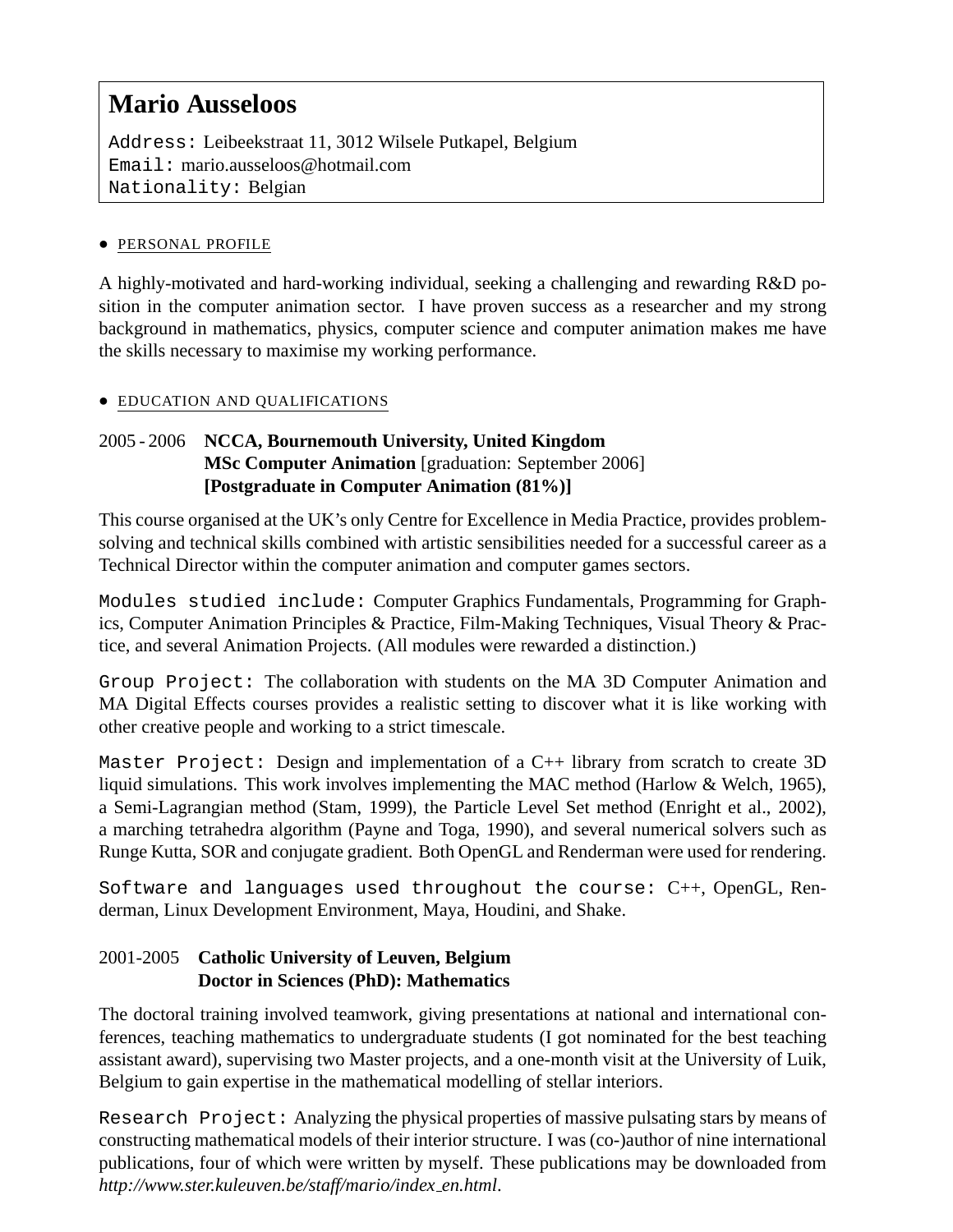# Mario Ausseloos

Address: Leibeekstraat 11, 3012 Wilsele Putkapel, Belgium
Email: mario.ausseloos@hotmail.com
Nationality: Belgian

## • PERSONAL PROFILE

A highly-motivated and hard-working individual, seeking a challenging and rewarding R&D position in the computer animation sector. I have proven success as a researcher and my strong background in mathematics, physics, computer science and computer animation makes me have the skills necessary to maximise my working performance.

## • EDUCATION AND QUALIFICATIONS

2005 - 2006 **NCCA, Bournemouth University, United Kingdom**
**MSc Computer Animation** [graduation: September 2006]
**[Postgraduate in Computer Animation (81%)]**

This course organised at the UK's only Centre for Excellence in Media Practice, provides problem-solving and technical skills combined with artistic sensibilities needed for a successful career as a Technical Director within the computer animation and computer games sectors.

Modules studied include: Computer Graphics Fundamentals, Programming for Graphics, Computer Animation Principles & Practice, Film-Making Techniques, Visual Theory & Practice, and several Animation Projects. (All modules were rewarded a distinction.)

Group Project: The collaboration with students on the MA 3D Computer Animation and MA Digital Effects courses provides a realistic setting to discover what it is like working with other creative people and working to a strict timescale.

Master Project: Design and implementation of a C++ library from scratch to create 3D liquid simulations. This work involves implementing the MAC method (Harlow & Welch, 1965), a Semi-Lagrangian method (Stam, 1999), the Particle Level Set method (Enright et al., 2002), a marching tetrahedra algorithm (Payne and Toga, 1990), and several numerical solvers such as Runge Kutta, SOR and conjugate gradient. Both OpenGL and Renderman were used for rendering.

Software and languages used throughout the course: C++, OpenGL, Renderman, Linux Development Environment, Maya, Houdini, and Shake.

2001-2005 **Catholic University of Leuven, Belgium**
**Doctor in Sciences (PhD): Mathematics**

The doctoral training involved teamwork, giving presentations at national and international conferences, teaching mathematics to undergraduate students (I got nominated for the best teaching assistant award), supervising two Master projects, and a one-month visit at the University of Luik, Belgium to gain expertise in the mathematical modelling of stellar interiors.

Research Project: Analyzing the physical properties of massive pulsating stars by means of constructing mathematical models of their interior structure. I was (co-)author of nine international publications, four of which were written by myself. These publications may be downloaded from *http://www.ster.kuleuven.be/staff/mario/index_en.html*.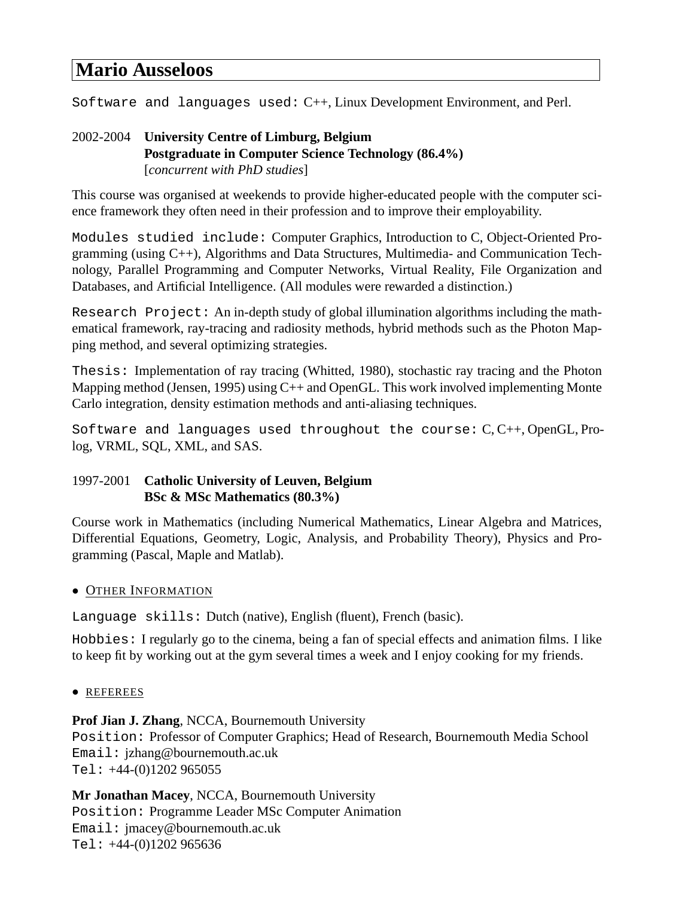# Mario Ausseloos

`Software and languages used:` C++, Linux Development Environment, and Perl.

2002-2004 **University Centre of Limburg, Belgium**
**Postgraduate in Computer Science Technology (86.4%)**
[*concurrent with PhD studies*]

This course was organised at weekends to provide higher-educated people with the computer science framework they often need in their profession and to improve their employability.

`Modules studied include:` Computer Graphics, Introduction to C, Object-Oriented Programming (using C++), Algorithms and Data Structures, Multimedia- and Communication Technology, Parallel Programming and Computer Networks, Virtual Reality, File Organization and Databases, and Artificial Intelligence. (All modules were rewarded a distinction.)

`Research Project:` An in-depth study of global illumination algorithms including the mathematical framework, ray-tracing and radiosity methods, hybrid methods such as the Photon Mapping method, and several optimizing strategies.

`Thesis:` Implementation of ray tracing (Whitted, 1980), stochastic ray tracing and the Photon Mapping method (Jensen, 1995) using C++ and OpenGL. This work involved implementing Monte Carlo integration, density estimation methods and anti-aliasing techniques.

`Software and languages used throughout the course:` C, C++, OpenGL, Prolog, VRML, SQL, XML, and SAS.

1997-2001 **Catholic University of Leuven, Belgium**
**BSc & MSc Mathematics (80.3%)**

Course work in Mathematics (including Numerical Mathematics, Linear Algebra and Matrices, Differential Equations, Geometry, Logic, Analysis, and Probability Theory), Physics and Programming (Pascal, Maple and Matlab).

## • Other Information

`Language skills:` Dutch (native), English (fluent), French (basic).

`Hobbies:` I regularly go to the cinema, being a fan of special effects and animation films. I like to keep fit by working out at the gym several times a week and I enjoy cooking for my friends.

## • Referees

**Prof Jian J. Zhang**, NCCA, Bournemouth University
`Position:` Professor of Computer Graphics; Head of Research, Bournemouth Media School
`Email:` jzhang@bournemouth.ac.uk
`Tel:` +44-(0)1202 965055

**Mr Jonathan Macey**, NCCA, Bournemouth University
`Position:` Programme Leader MSc Computer Animation
`Email:` jmacey@bournemouth.ac.uk
`Tel:` +44-(0)1202 965636